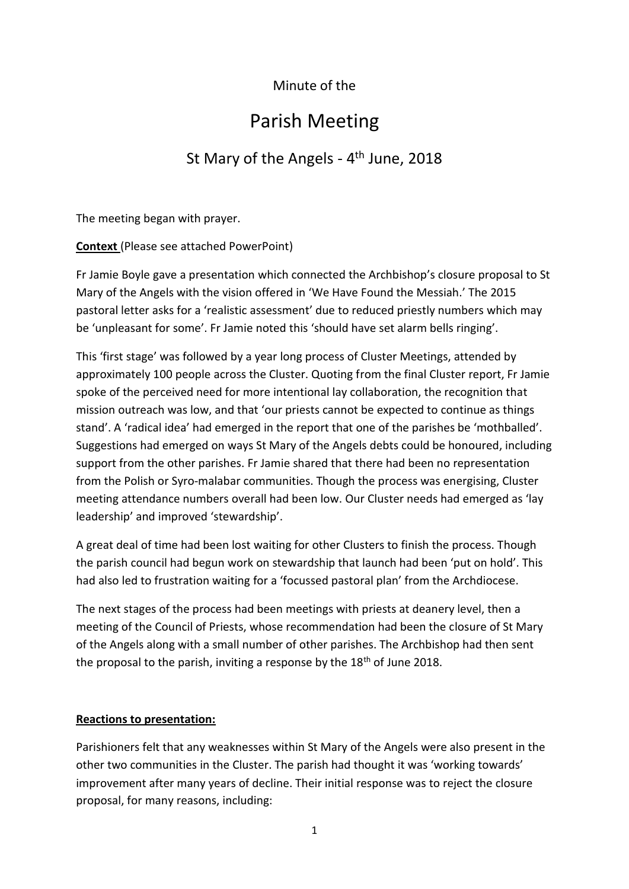Minute of the

# Parish Meeting

## St Mary of the Angels - 4th June, 2018

The meeting began with prayer.

**Context** (Please see attached PowerPoint)

Fr Jamie Boyle gave a presentation which connected the Archbishop's closure proposal to St Mary of the Angels with the vision offered in 'We Have Found the Messiah.' The 2015 pastoral letter asks for a 'realistic assessment' due to reduced priestly numbers which may be 'unpleasant for some'. Fr Jamie noted this 'should have set alarm bells ringing'.

This 'first stage' was followed by a year long process of Cluster Meetings, attended by approximately 100 people across the Cluster. Quoting from the final Cluster report, Fr Jamie spoke of the perceived need for more intentional lay collaboration, the recognition that mission outreach was low, and that 'our priests cannot be expected to continue as things stand'. A 'radical idea' had emerged in the report that one of the parishes be 'mothballed'. Suggestions had emerged on ways St Mary of the Angels debts could be honoured, including support from the other parishes. Fr Jamie shared that there had been no representation from the Polish or Syro-malabar communities. Though the process was energising, Cluster meeting attendance numbers overall had been low. Our Cluster needs had emerged as 'lay leadership' and improved 'stewardship'.

A great deal of time had been lost waiting for other Clusters to finish the process. Though the parish council had begun work on stewardship that launch had been 'put on hold'. This had also led to frustration waiting for a 'focussed pastoral plan' from the Archdiocese.

The next stages of the process had been meetings with priests at deanery level, then a meeting of the Council of Priests, whose recommendation had been the closure of St Mary of the Angels along with a small number of other parishes. The Archbishop had then sent the proposal to the parish, inviting a response by the 18th of June 2018.

**Reactions to presentation:**

Parishioners felt that any weaknesses within St Mary of the Angels were also present in the other two communities in the Cluster. The parish had thought it was 'working towards' improvement after many years of decline. Their initial response was to reject the closure proposal, for many reasons, including: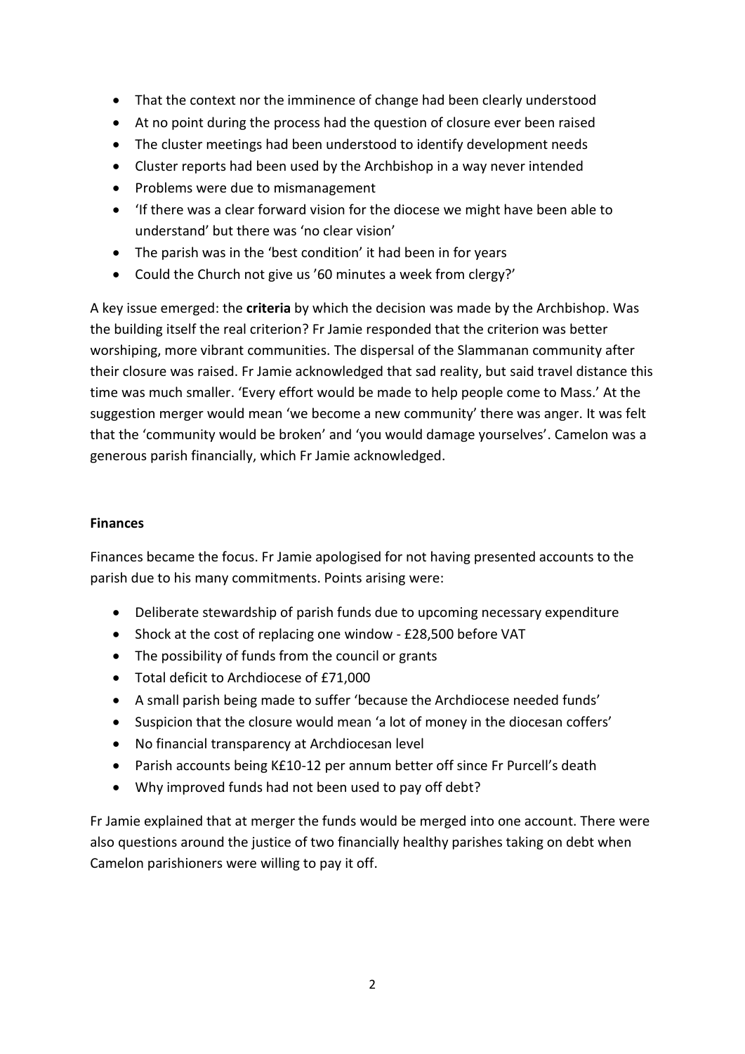- That the context nor the imminence of change had been clearly understood
- At no point during the process had the question of closure ever been raised
- The cluster meetings had been understood to identify development needs
- Cluster reports had been used by the Archbishop in a way never intended
- Problems were due to mismanagement
- 'If there was a clear forward vision for the diocese we might have been able to understand' but there was 'no clear vision'
- The parish was in the 'best condition' it had been in for years
- Could the Church not give us '60 minutes a week from clergy?'

A key issue emerged: the **criteria** by which the decision was made by the Archbishop. Was the building itself the real criterion? Fr Jamie responded that the criterion was better worshiping, more vibrant communities. The dispersal of the Slammanan community after their closure was raised. Fr Jamie acknowledged that sad reality, but said travel distance this time was much smaller. 'Every effort would be made to help people come to Mass.' At the suggestion merger would mean 'we become a new community' there was anger. It was felt that the 'community would be broken' and 'you would damage yourselves'. Camelon was a generous parish financially, which Fr Jamie acknowledged.

## Finances

Finances became the focus. Fr Jamie apologised for not having presented accounts to the parish due to his many commitments. Points arising were:

- Deliberate stewardship of parish funds due to upcoming necessary expenditure
- Shock at the cost of replacing one window - £28,500 before VAT
- The possibility of funds from the council or grants
- Total deficit to Archdiocese of £71,000
- A small parish being made to suffer 'because the Archdiocese needed funds'
- Suspicion that the closure would mean 'a lot of money in the diocesan coffers'
- No financial transparency at Archdiocesan level
- Parish accounts being K£10-12 per annum better off since Fr Purcell's death
- Why improved funds had not been used to pay off debt?

Fr Jamie explained that at merger the funds would be merged into one account. There were also questions around the justice of two financially healthy parishes taking on debt when Camelon parishioners were willing to pay it off.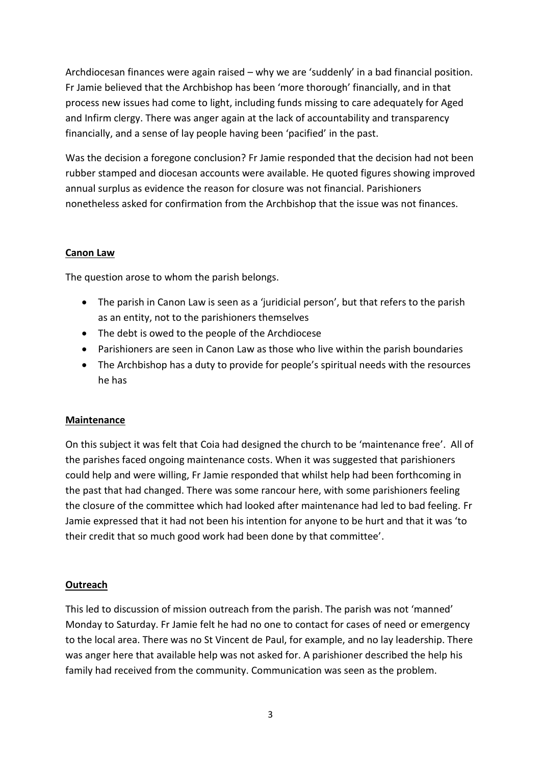Archdiocesan finances were again raised – why we are 'suddenly' in a bad financial position. Fr Jamie believed that the Archbishop has been 'more thorough' financially, and in that process new issues had come to light, including funds missing to care adequately for Aged and Infirm clergy. There was anger again at the lack of accountability and transparency financially, and a sense of lay people having been 'pacified' in the past.

Was the decision a foregone conclusion? Fr Jamie responded that the decision had not been rubber stamped and diocesan accounts were available. He quoted figures showing improved annual surplus as evidence the reason for closure was not financial. Parishioners nonetheless asked for confirmation from the Archbishop that the issue was not finances.

## **Canon Law**

The question arose to whom the parish belongs.

- The parish in Canon Law is seen as a 'juridicial person', but that refers to the parish as an entity, not to the parishioners themselves
- The debt is owed to the people of the Archdiocese
- Parishioners are seen in Canon Law as those who live within the parish boundaries
- The Archbishop has a duty to provide for people's spiritual needs with the resources he has

## **Maintenance**

On this subject it was felt that Coia had designed the church to be 'maintenance free'. All of the parishes faced ongoing maintenance costs. When it was suggested that parishioners could help and were willing, Fr Jamie responded that whilst help had been forthcoming in the past that had changed. There was some rancour here, with some parishioners feeling the closure of the committee which had looked after maintenance had led to bad feeling. Fr Jamie expressed that it had not been his intention for anyone to be hurt and that it was 'to their credit that so much good work had been done by that committee'.

## **Outreach**

This led to discussion of mission outreach from the parish. The parish was not 'manned' Monday to Saturday. Fr Jamie felt he had no one to contact for cases of need or emergency to the local area. There was no St Vincent de Paul, for example, and no lay leadership. There was anger here that available help was not asked for. A parishioner described the help his family had received from the community. Communication was seen as the problem.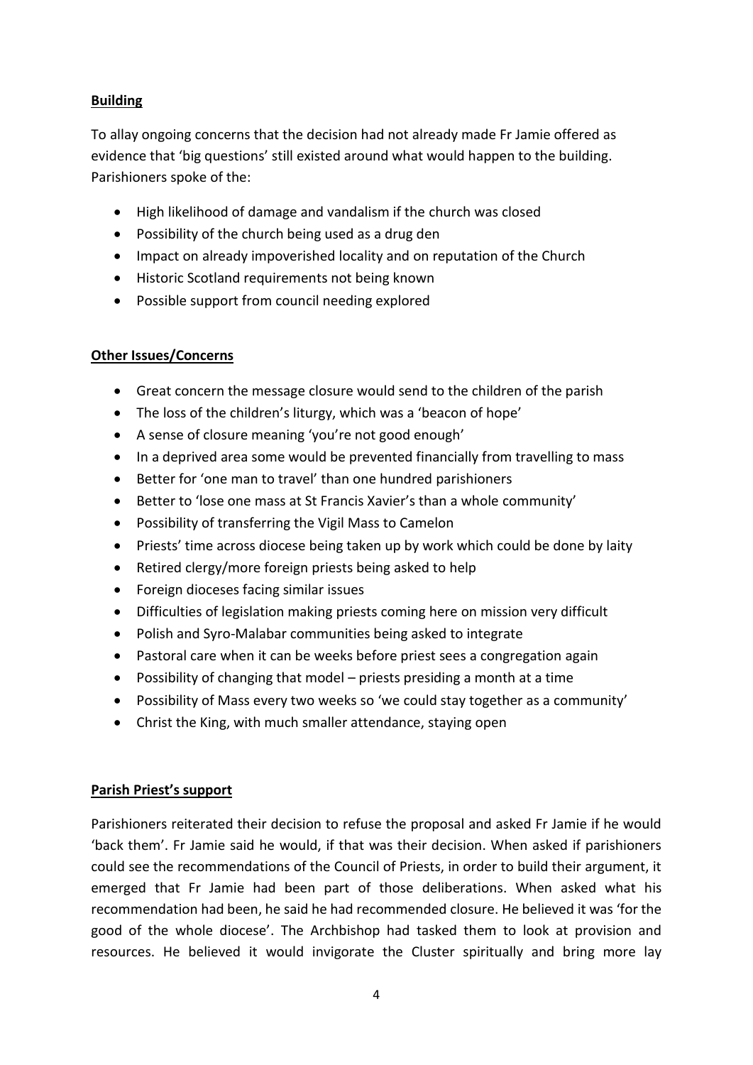**Building**

To allay ongoing concerns that the decision had not already made Fr Jamie offered as evidence that 'big questions' still existed around what would happen to the building. Parishioners spoke of the:

- High likelihood of damage and vandalism if the church was closed
- Possibility of the church being used as a drug den
- Impact on already impoverished locality and on reputation of the Church
- Historic Scotland requirements not being known
- Possible support from council needing explored

**Other Issues/Concerns**

- Great concern the message closure would send to the children of the parish
- The loss of the children's liturgy, which was a 'beacon of hope'
- A sense of closure meaning 'you're not good enough'
- In a deprived area some would be prevented financially from travelling to mass
- Better for 'one man to travel' than one hundred parishioners
- Better to 'lose one mass at St Francis Xavier's than a whole community'
- Possibility of transferring the Vigil Mass to Camelon
- Priests' time across diocese being taken up by work which could be done by laity
- Retired clergy/more foreign priests being asked to help
- Foreign dioceses facing similar issues
- Difficulties of legislation making priests coming here on mission very difficult
- Polish and Syro-Malabar communities being asked to integrate
- Pastoral care when it can be weeks before priest sees a congregation again
- Possibility of changing that model – priests presiding a month at a time
- Possibility of Mass every two weeks so 'we could stay together as a community'
- Christ the King, with much smaller attendance, staying open

**Parish Priest's support**

Parishioners reiterated their decision to refuse the proposal and asked Fr Jamie if he would 'back them'. Fr Jamie said he would, if that was their decision. When asked if parishioners could see the recommendations of the Council of Priests, in order to build their argument, it emerged that Fr Jamie had been part of those deliberations. When asked what his recommendation had been, he said he had recommended closure. He believed it was 'for the good of the whole diocese'. The Archbishop had tasked them to look at provision and resources. He believed it would invigorate the Cluster spiritually and bring more lay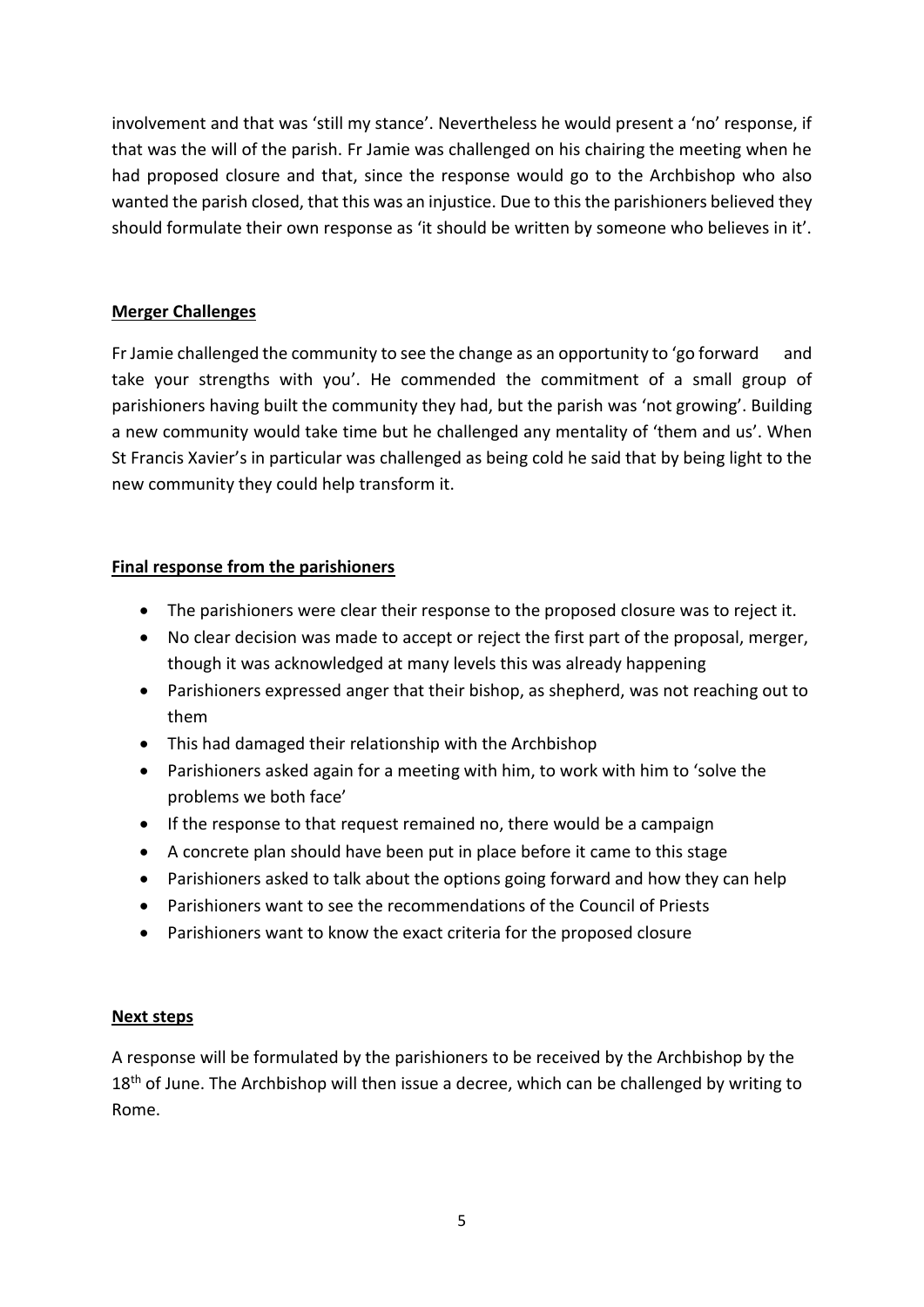involvement and that was 'still my stance'. Nevertheless he would present a 'no' response, if that was the will of the parish. Fr Jamie was challenged on his chairing the meeting when he had proposed closure and that, since the response would go to the Archbishop who also wanted the parish closed, that this was an injustice. Due to this the parishioners believed they should formulate their own response as 'it should be written by someone who believes in it'.

**Merger Challenges**

Fr Jamie challenged the community to see the change as an opportunity to 'go forward and take your strengths with you'. He commended the commitment of a small group of parishioners having built the community they had, but the parish was 'not growing'. Building a new community would take time but he challenged any mentality of 'them and us'. When St Francis Xavier's in particular was challenged as being cold he said that by being light to the new community they could help transform it.

**Final response from the parishioners**

- The parishioners were clear their response to the proposed closure was to reject it.
- No clear decision was made to accept or reject the first part of the proposal, merger, though it was acknowledged at many levels this was already happening
- Parishioners expressed anger that their bishop, as shepherd, was not reaching out to them
- This had damaged their relationship with the Archbishop
- Parishioners asked again for a meeting with him, to work with him to 'solve the problems we both face'
- If the response to that request remained no, there would be a campaign
- A concrete plan should have been put in place before it came to this stage
- Parishioners asked to talk about the options going forward and how they can help
- Parishioners want to see the recommendations of the Council of Priests
- Parishioners want to know the exact criteria for the proposed closure

**Next steps**

A response will be formulated by the parishioners to be received by the Archbishop by the 18th of June. The Archbishop will then issue a decree, which can be challenged by writing to Rome.